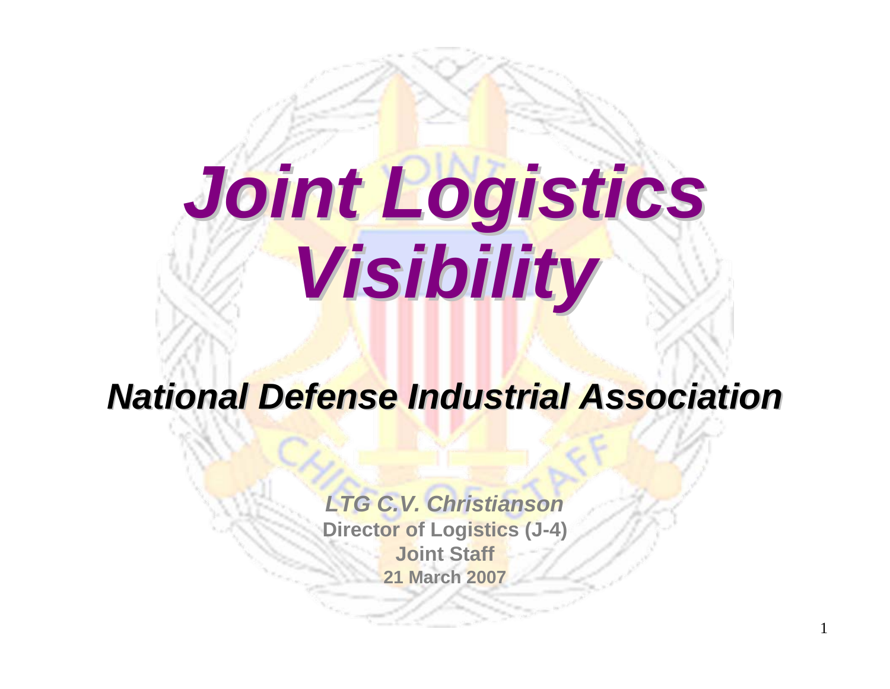# *Joint Logistics Visibility*

## *National Defense Industrial Association*

***LTG C.V. Christianson***
**Director of Logistics (J-4)**
**Joint Staff**
**21 March 2007**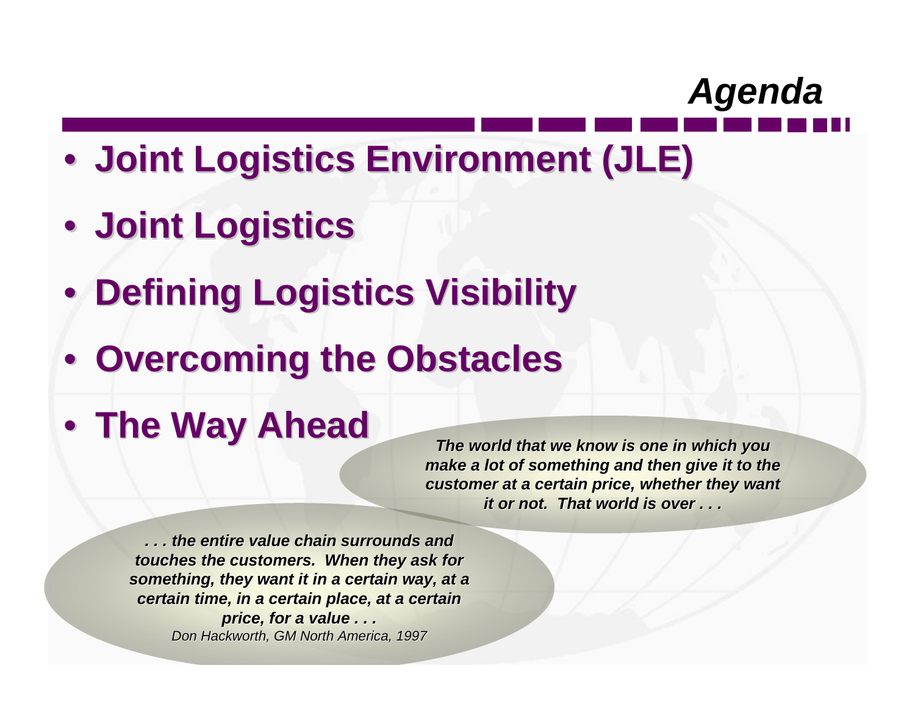# Agenda

- **Joint Logistics Environment (JLE)**
- **Joint Logistics**
- **Defining Logistics Visibility**
- **Overcoming the Obstacles**
- **The Way Ahead**

***The world that we know is one in which you make a lot of something and then give it to the customer at a certain price, whether they want it or not. That world is over . . .***

***. . . the entire value chain surrounds and touches the customers. When they ask for something, they want it in a certain way, at a certain time, in a certain place, at a certain price, for a value . . .***

*Don Hackworth, GM North America, 1997*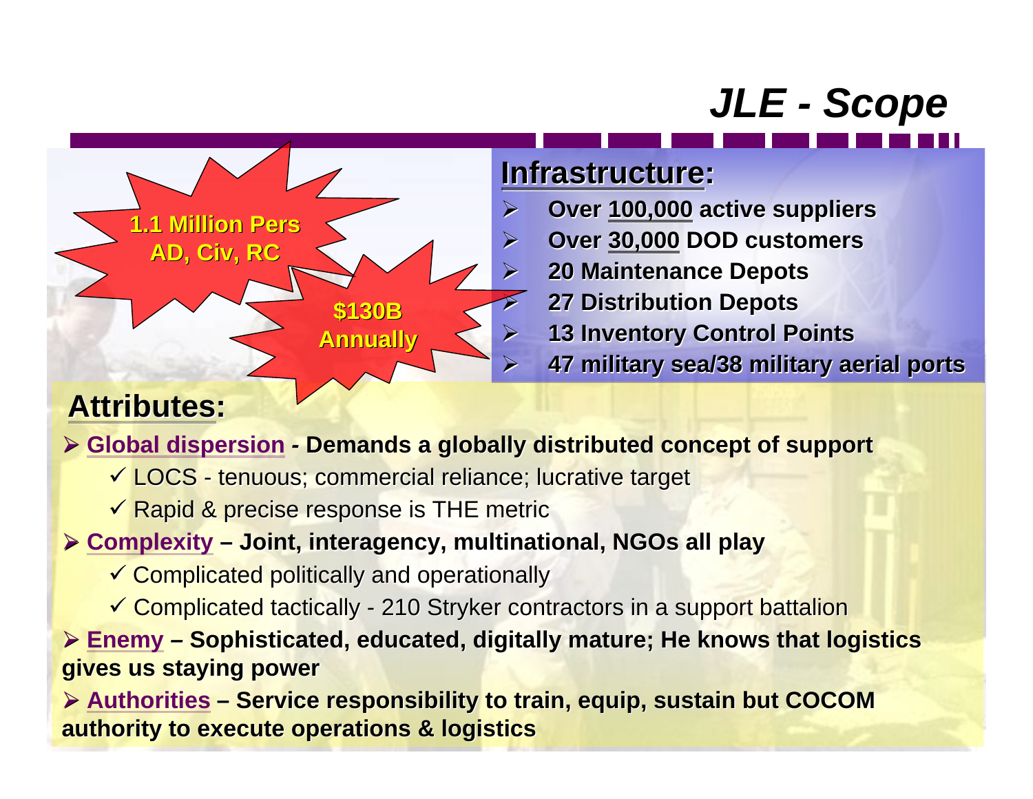# *JLE - Scope*

**1.1 Million Pers**
**AD, Civ, RC**

**$130B Annually**

## Infrastructure:

- **Over 100,000 active suppliers**
- **Over 30,000 DOD customers**
- **20 Maintenance Depots**
- **27 Distribution Depots**
- **13 Inventory Control Points**
- **47 military sea/38 military aerial ports**

## Attributes:

- **Global dispersion - Demands a globally distributed concept of support**
  - ✓ LOCS - tenuous; commercial reliance; lucrative target
  - ✓ Rapid & precise response is THE metric
- **Complexity – Joint, interagency, multinational, NGOs all play**
  - ✓ Complicated politically and operationally
  - ✓ Complicated tactically - 210 Stryker contractors in a support battalion
- **Enemy – Sophisticated, educated, digitally mature; He knows that logistics gives us staying power**
- **Authorities – Service responsibility to train, equip, sustain but COCOM authority to execute operations & logistics**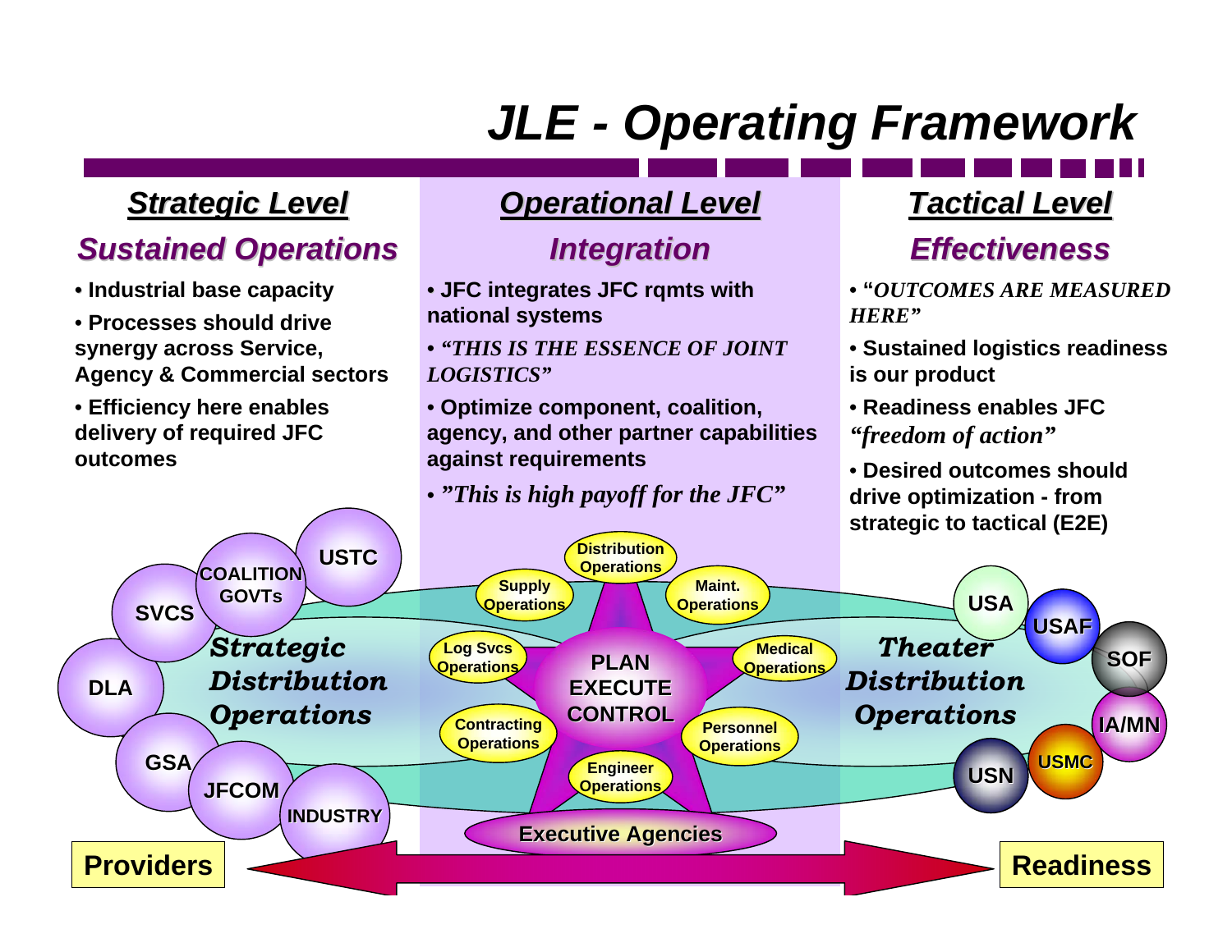# JLE - Operating Framework

## Strategic Level

### Sustained Operations

- Industrial base capacity
- Processes should drive synergy across Service, Agency & Commercial sectors
- Efficiency here enables delivery of required JFC outcomes

## Operational Level

### Integration

- JFC integrates JFC rqmts with national systems
- *"THIS IS THE ESSENCE OF JOINT LOGISTICS"*
- Optimize component, coalition, agency, and other partner capabilities against requirements
- *"This is high payoff for the JFC"*

## Tactical Level

### Effectiveness

- *"OUTCOMES ARE MEASURED HERE"*
- Sustained logistics readiness is our product
- Readiness enables JFC *"freedom of action"*
- Desired outcomes should drive optimization - from strategic to tactical (E2E)

USTC, COALITION GOVTs, SVCS, DLA, GSA, JFCOM, INDUSTRY

*Strategic Distribution Operations*

Distribution Operations, Supply Operations, Maint. Operations, Log Svcs Operations, Medical Operations, Contracting Operations, Personnel Operations, Engineer Operations

PLAN EXECUTE CONTROL

Executive Agencies

*Theater Distribution Operations*

USA, USAF, SOF, IA/MN, USMC, USN

**Providers** ↔ **Readiness**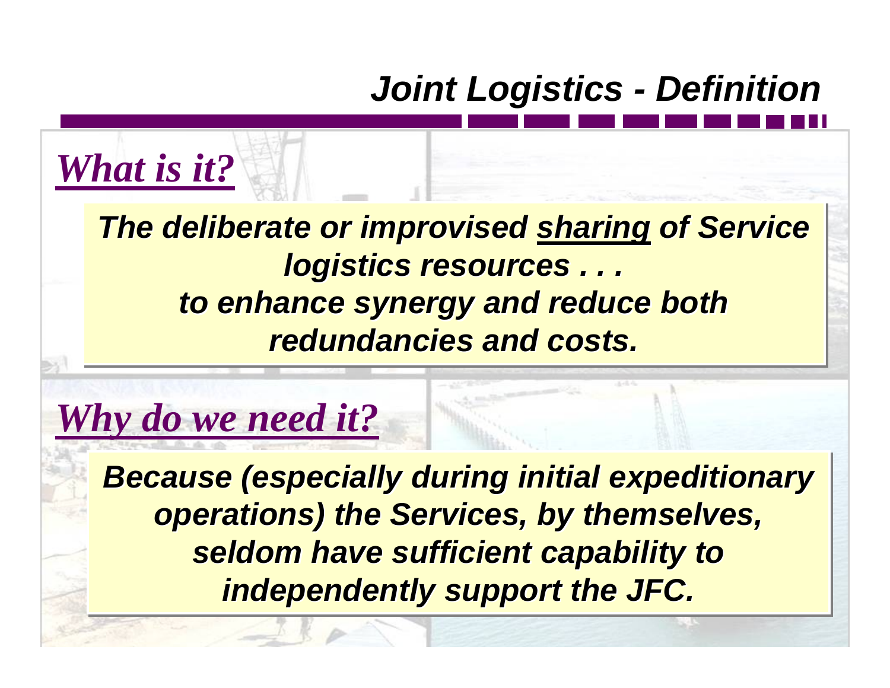# Joint Logistics - Definition

## *What is it?*

***The deliberate or improvised sharing of Service logistics resources . . . to enhance synergy and reduce both redundancies and costs.***

## *Why do we need it?*

***Because (especially during initial expeditionary operations) the Services, by themselves, seldom have sufficient capability to independently support the JFC.***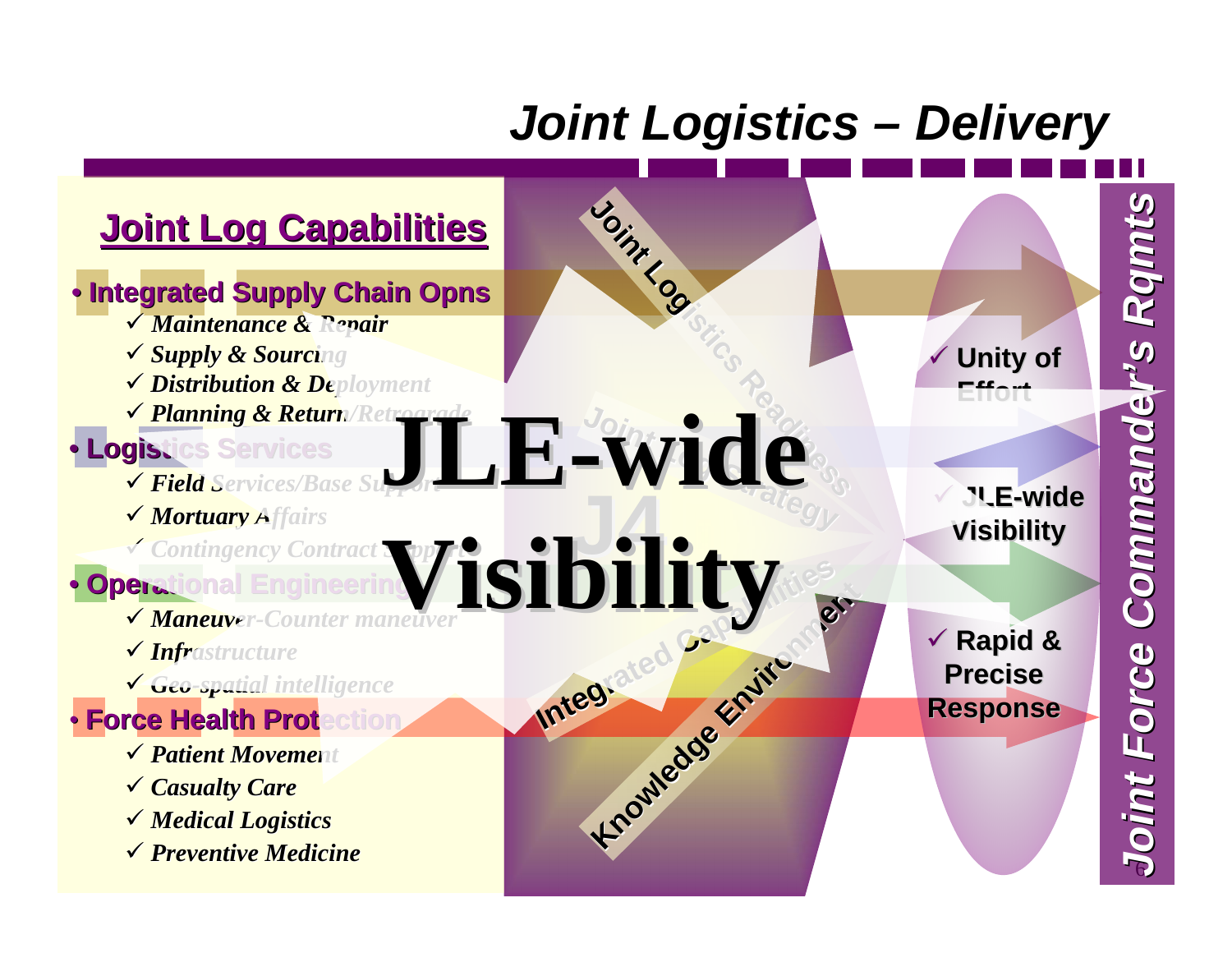# Joint Logistics – Delivery

## Joint Log Capabilities

- **Integrated Supply Chain Opns**
  - ✓ *Maintenance & Repair*
  - ✓ *Supply & Sourcing*
  - ✓ *Distribution & Deployment*
  - ✓ *Planning & Return/Retrograde*
- **Logistics Services**
  - ✓ *Field Services/Base Support*
  - ✓ *Mortuary Affairs*
  - ✓ *Contingency Contract Support*
- **Operational Engineering**
  - ✓ *Maneuver-Counter maneuver*
  - ✓ *Infrastructure*
  - ✓ *Geo-spatial intelligence*
- **Force Health Protection**
  - ✓ *Patient Movement*
  - ✓ *Casualty Care*
  - ✓ *Medical Logistics*
  - ✓ *Preventive Medicine*

Joint Logistics Readiness

Joint Policy/Strategy

J4

Integrated Capabilities

Knowledge Environment

# JLE-wide Visibility

- ✓ **Unity of Effort**
- ✓ **JLE-wide Visibility**
- ✓ **Rapid & Precise Response**

*Joint Force Commander's Rqmts*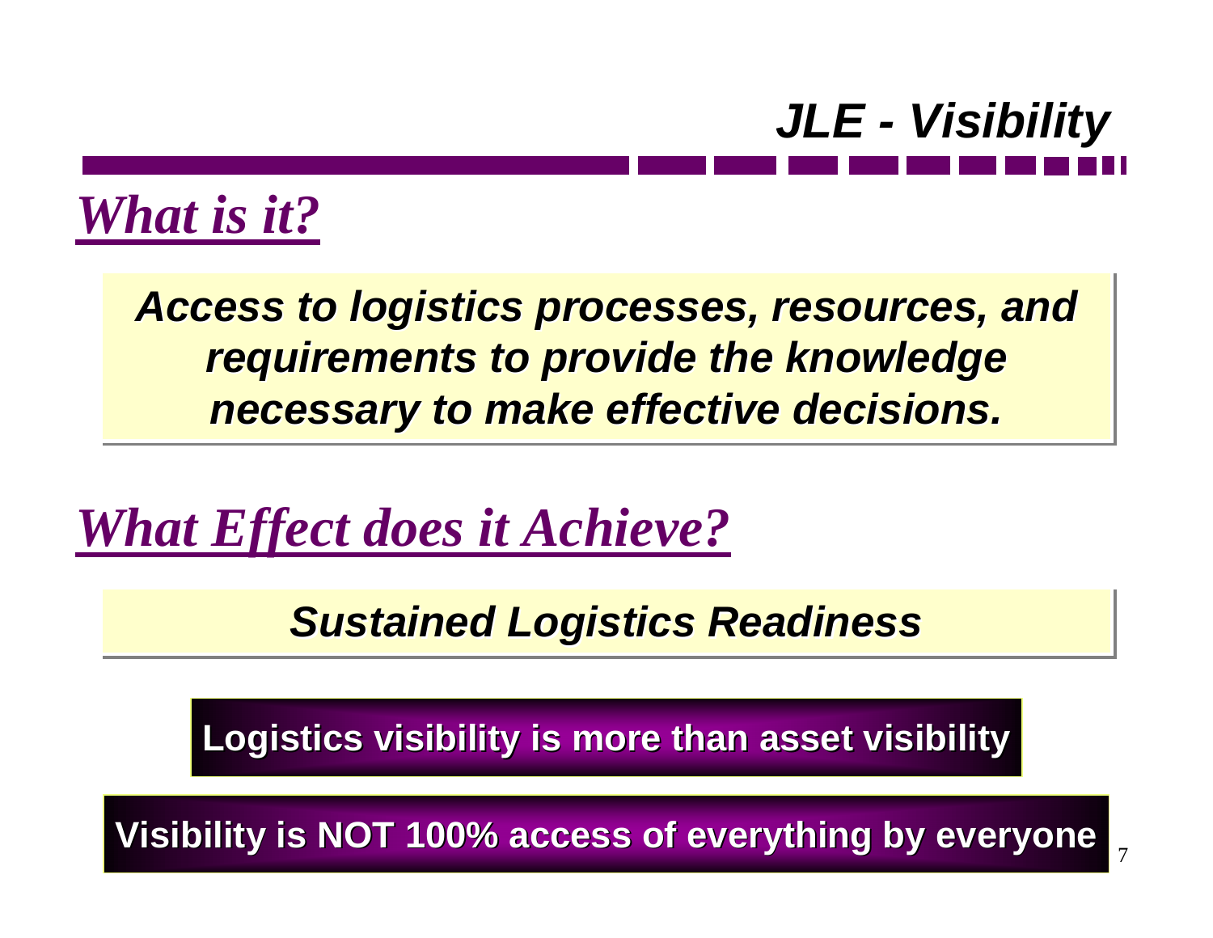# *JLE - Visibility*

## *What is it?*

***Access to logistics processes, resources, and requirements to provide the knowledge necessary to make effective decisions.***

## *What Effect does it Achieve?*

***Sustained Logistics Readiness***

**Logistics visibility is more than asset visibility**

**Visibility is NOT 100% access of everything by everyone**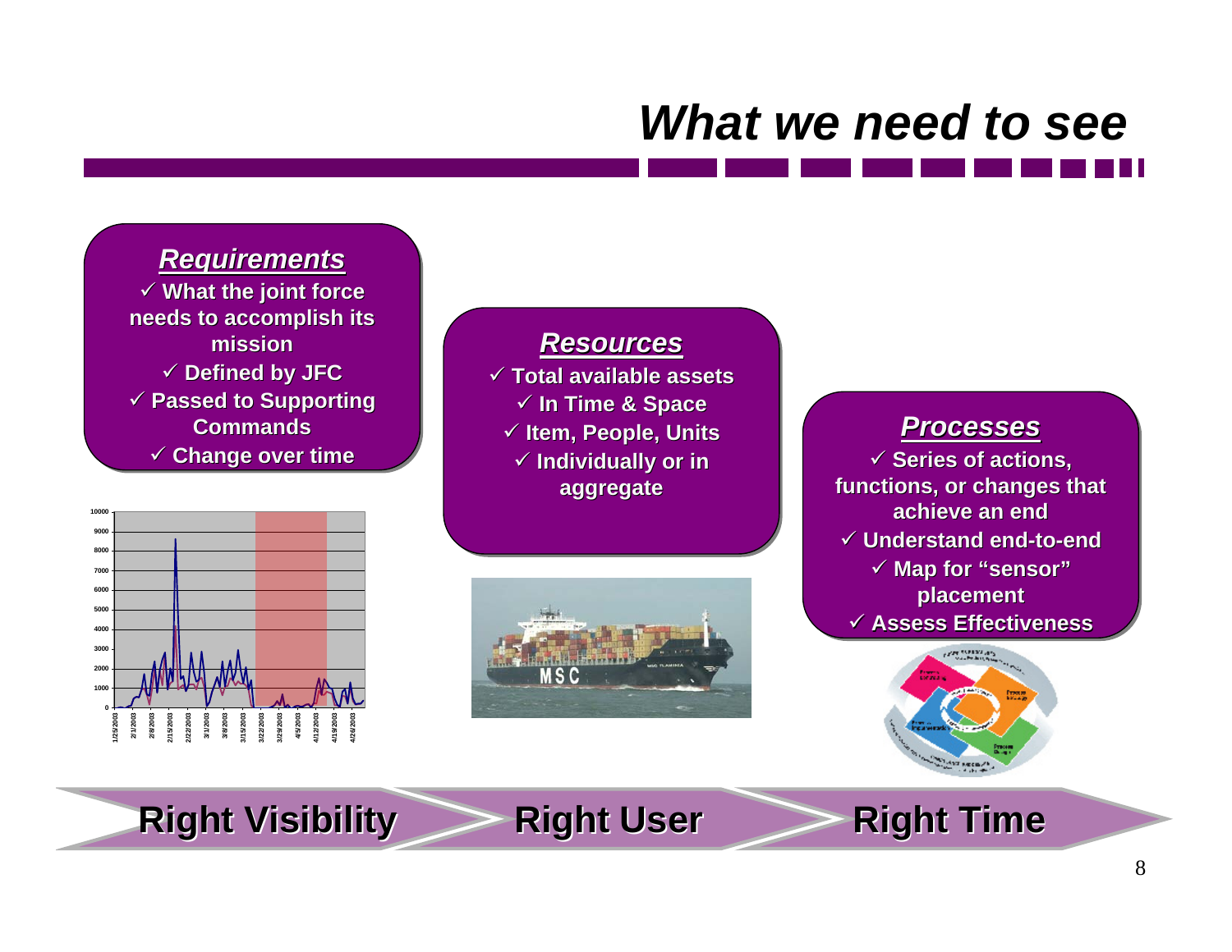# What we need to see

## Requirements

- ✓ What the joint force needs to accomplish its mission
- ✓ Defined by JFC
- ✓ Passed to Supporting Commands
- ✓ Change over time

## Resources

- ✓ Total available assets
- ✓ In Time & Space
- ✓ Item, People, Units
- ✓ Individually or in aggregate

## Processes

- ✓ Series of actions, functions, or changes that achieve an end
- ✓ Understand end-to-end
- ✓ Map for "sensor" placement
- ✓ Assess Effectiveness

**Right Visibility** → **Right User** → **Right Time**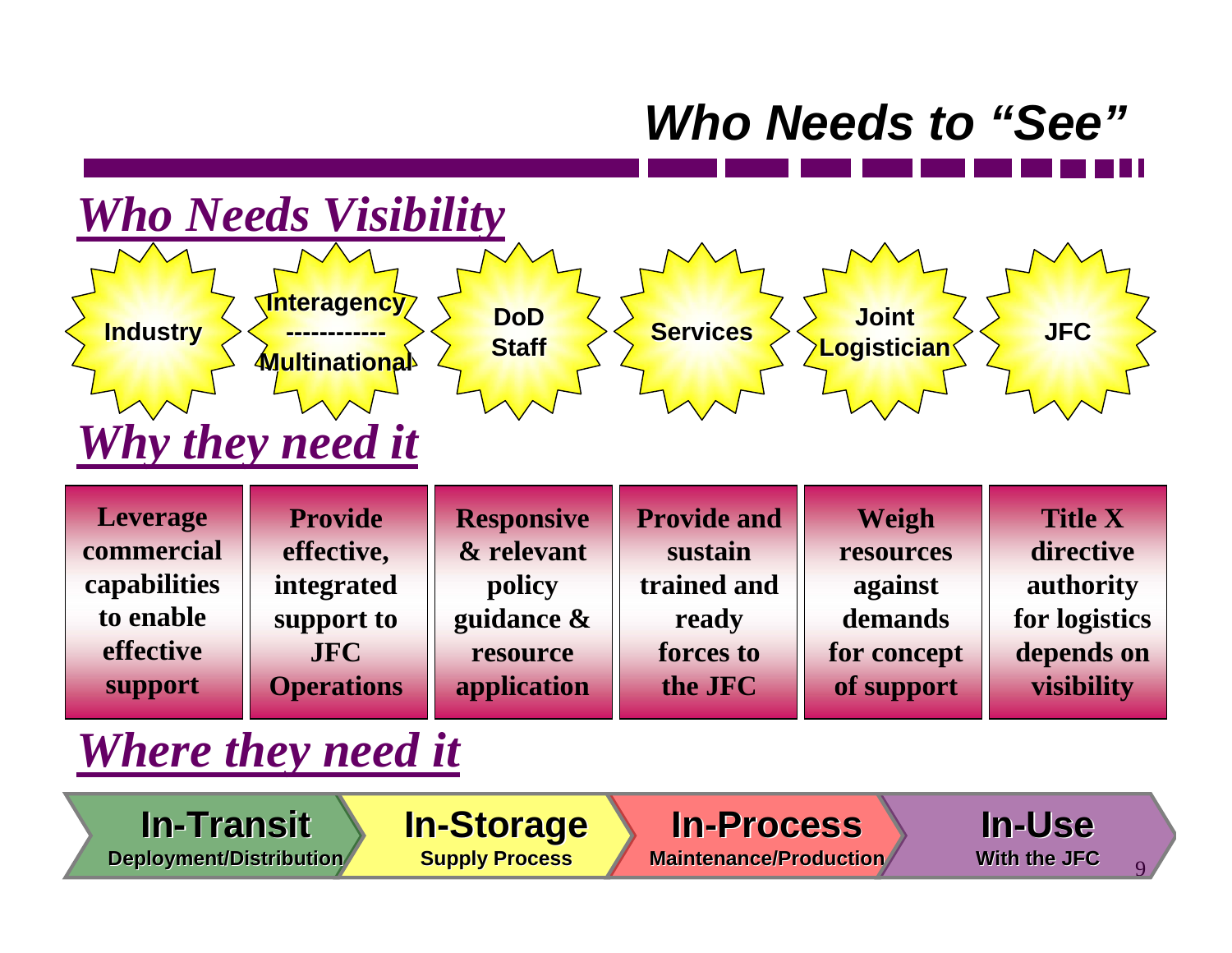# Who Needs to “See”

## Who Needs Visibility

| Industry | Interagency ------------ Multinational | DoD Staff | Services | Joint Logistician | JFC |
|---|---|---|---|---|---|

## Why they need it

| Industry | Interagency / Multinational | DoD Staff | Services | Joint Logistician | JFC |
|---|---|---|---|---|---|
| Leverage commercial capabilities to enable effective support | Provide effective, integrated support to JFC Operations | Responsive & relevant policy guidance & resource application | Provide and sustain trained and ready forces to the JFC | Weigh resources against demands for concept of support | Title X directive authority for logistics depends on visibility |

## Where they need it

- **In-Transit** – Deployment/Distribution
- **In-Storage** – Supply Process
- **In-Process** – Maintenance/Production
- **In-Use** – With the JFC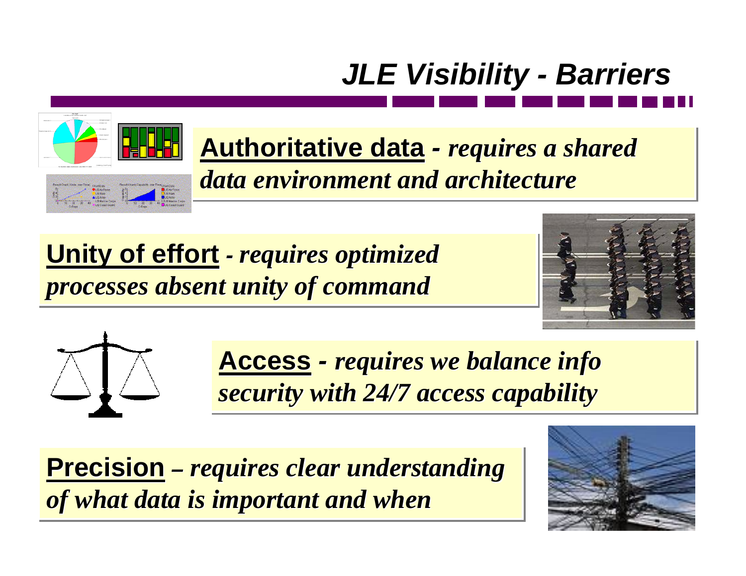# JLE Visibility - Barriers

**Authoritative data** - *requires a shared data environment and architecture*

**Unity of effort** - *requires optimized processes absent unity of command*

**Access** - *requires we balance info security with 24/7 access capability*

**Precision** – *requires clear understanding of what data is important and when*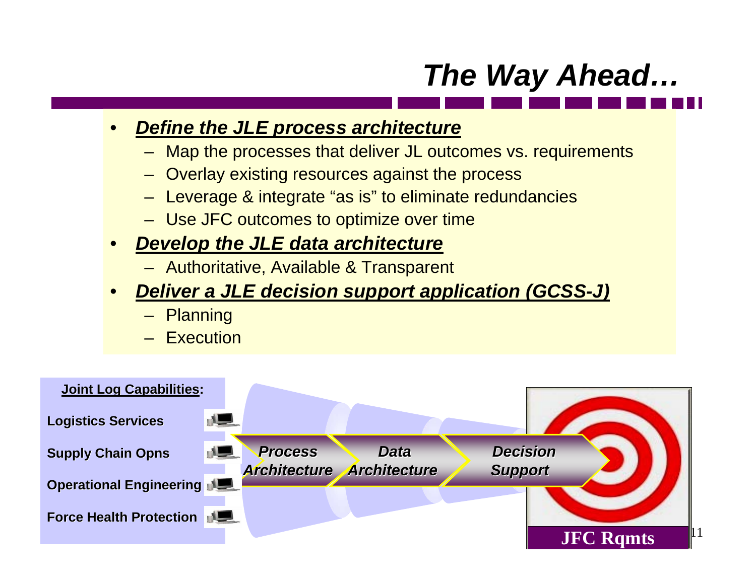# *The Way Ahead…*

- ***Define the JLE process architecture***
  - Map the processes that deliver JL outcomes vs. requirements
  - Overlay existing resources against the process
  - Leverage & integrate "as is" to eliminate redundancies
  - Use JFC outcomes to optimize over time
- ***Develop the JLE data architecture***
  - Authoritative, Available & Transparent
- ***Deliver a JLE decision support application (GCSS-J)***
  - Planning
  - Execution

**Joint Log Capabilities:**

**Logistics Services**

**Supply Chain Opns**

**Operational Engineering**

**Force Health Protection**

***Process Architecture*** → ***Data Architecture*** → ***Decision Support***

**JFC Rqmts**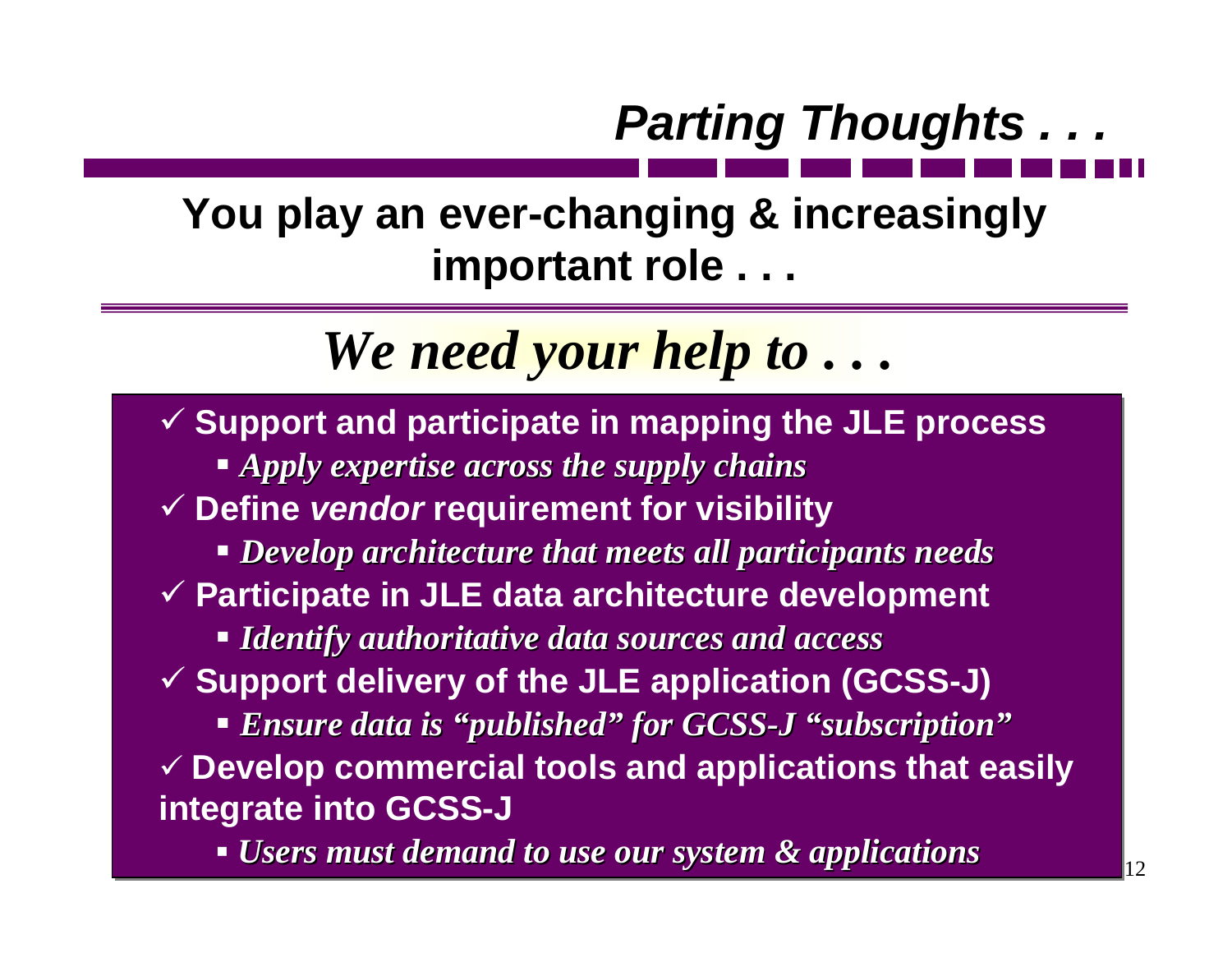# *Parting Thoughts . . .*

## You play an ever-changing & increasingly important role . . .

## *We need your help to . . .*

- ✓ **Support and participate in mapping the JLE process**
  - ***Apply expertise across the supply chains***
- ✓ **Define *vendor* requirement for visibility**
  - ***Develop architecture that meets all participants needs***
- ✓ **Participate in JLE data architecture development**
  - ***Identify authoritative data sources and access***
- ✓ **Support delivery of the JLE application (GCSS-J)**
  - ***Ensure data is "published" for GCSS-J "subscription"***
- ✓ **Develop commercial tools and applications that easily integrate into GCSS-J**
  - ***Users must demand to use our system & applications***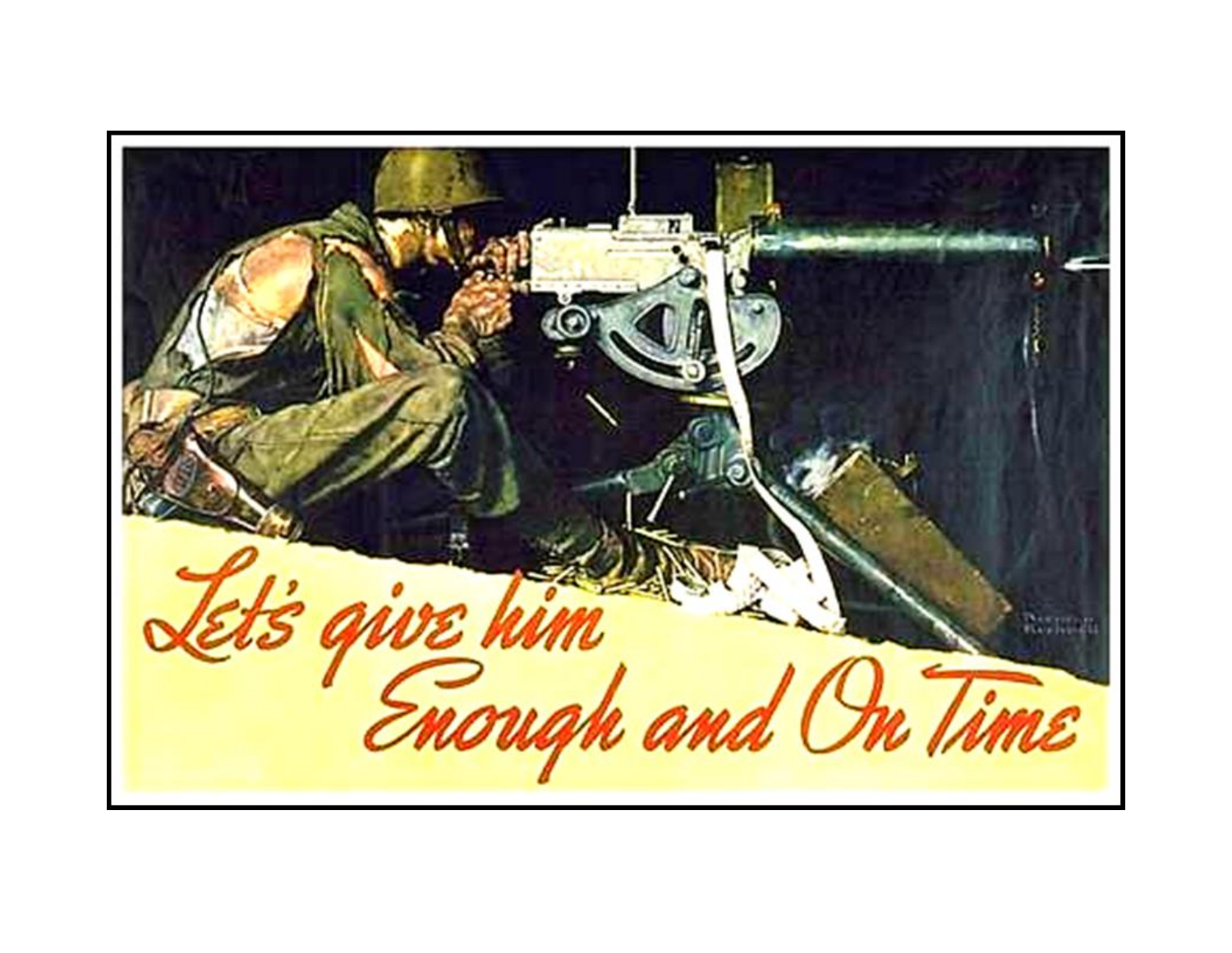Let's give him
Enough and On Time